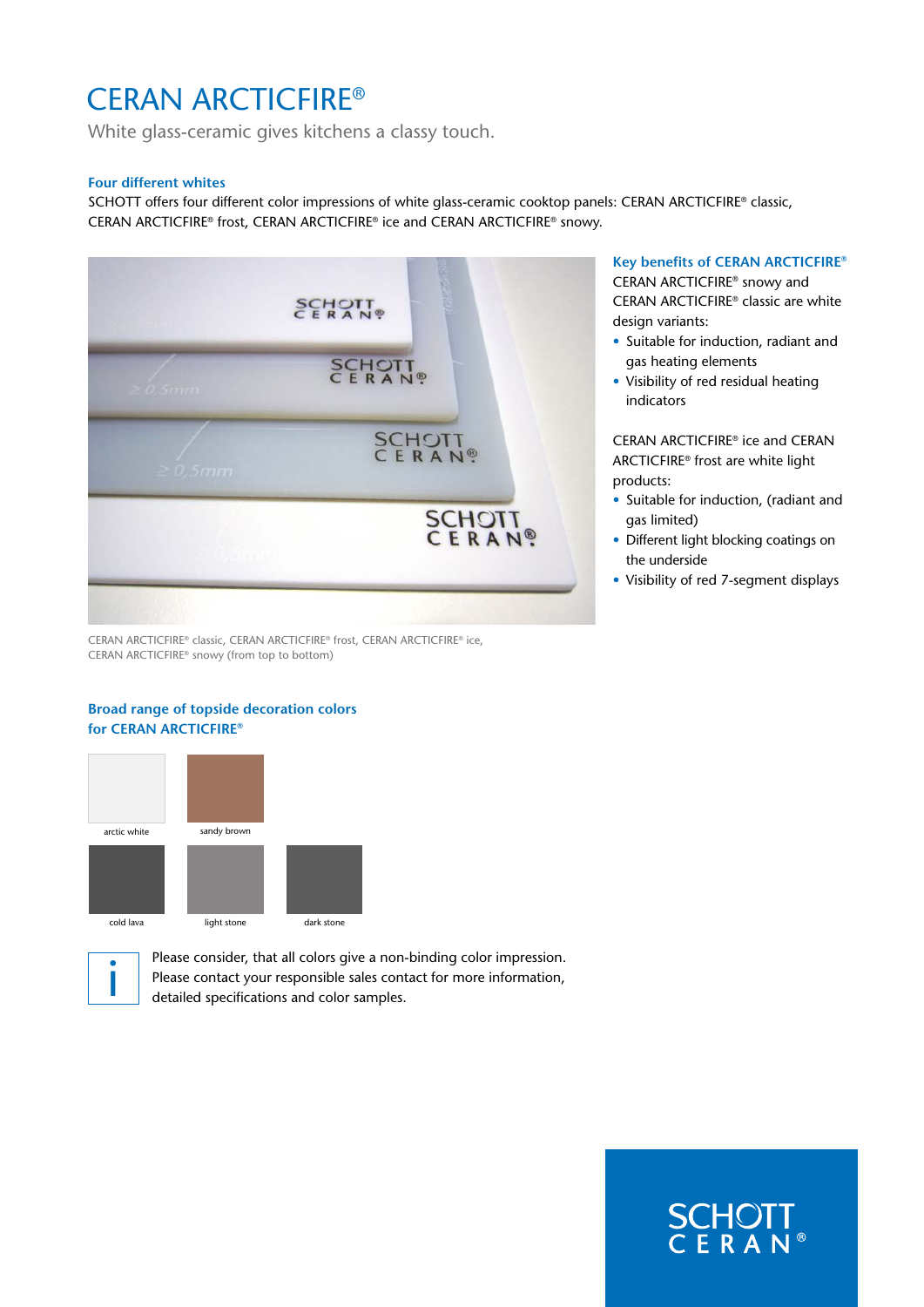# CERAN ARCTICFIRE®

White glass-ceramic gives kitchens a classy touch.

### Four different whites

SCHOTT offers four different color impressions of white glass-ceramic cooktop panels: CERAN ARCTICFIRE® classic, CERAN ARCTICFIRE® frost, CERAN ARCTICFIRE® ice and CERAN ARCTICFIRE® snowy.

CERAN ARCTICFIRE® classic, CERAN ARCTICFIRE® frost, CERAN ARCTICFIRE® ice, CERAN ARCTICFIRE® snowy (from top to bottom)

### Key benefits of CERAN ARCTICFIRE®

CERAN ARCTICFIRE® snowy and CERAN ARCTICFIRE® classic are white design variants:

- Suitable for induction, radiant and gas heating elements
- Visibility of red residual heating indicators

CERAN ARCTICFIRE® ice and CERAN ARCTICFIRE® frost are white light products:

- Suitable for induction, (radiant and gas limited)
- Different light blocking coatings on the underside
- Visibility of red 7-segment displays

### Broad range of topside decoration colors for CERAN ARCTICFIRE®

arctic white

sandy brown

cold lava

light stone

dark stone

Please consider, that all colors give a non-binding color impression. Please contact your responsible sales contact for more information, detailed specifications and color samples.

SCHOTT CERAN®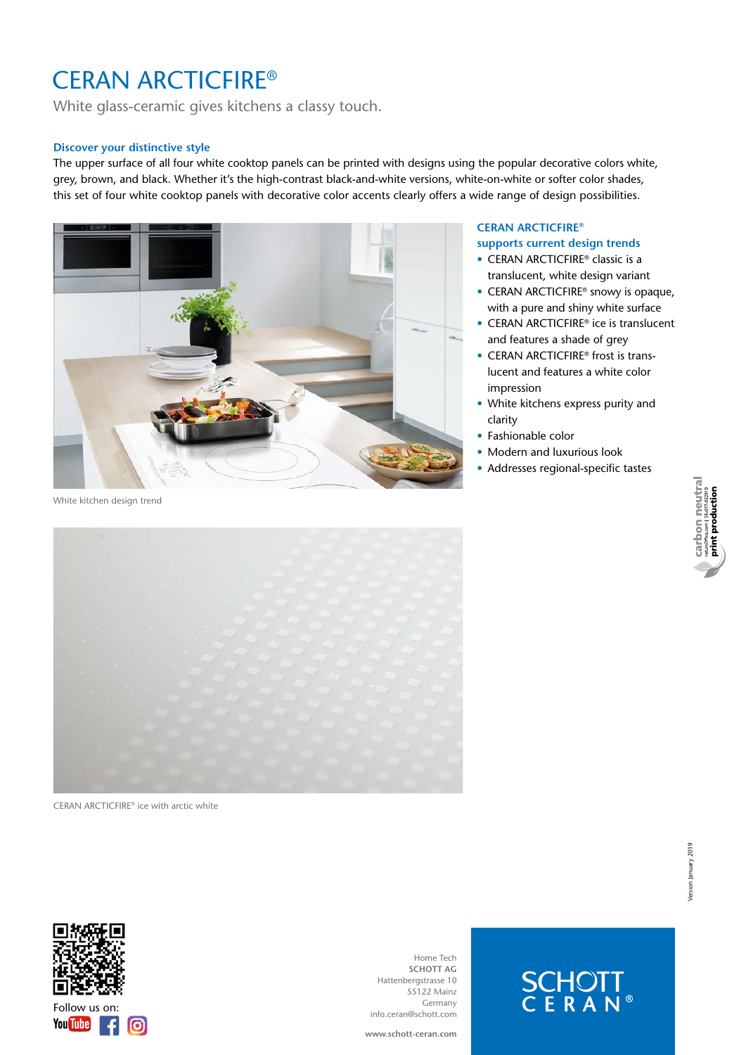# CERAN ARCTICFIRE®

White glass-ceramic gives kitchens a classy touch.

### Discover your distinctive style

The upper surface of all four white cooktop panels can be printed with designs using the popular decorative colors white, grey, brown, and black. Whether it's the high-contrast black-and-white versions, white-on-white or softer color shades, this set of four white cooktop panels with decorative color accents clearly offers a wide range of design possibilities.

White kitchen design trend

### CERAN ARCTICFIRE® supports current design trends

- CERAN ARCTICFIRE® classic is a translucent, white design variant
- CERAN ARCTICFIRE® snowy is opaque, with a pure and shiny white surface
- CERAN ARCTICFIRE® ice is translucent and features a shade of grey
- CERAN ARCTICFIRE® frost is translucent and features a white color impression
- White kitchens express purity and clarity
- Fashionable color
- Modern and luxurious look
- Addresses regional-specific tastes

CERAN ARCTICFIRE® ice with arctic white

carbon neutral print production

Version January 2019

Follow us on:

Home Tech
**SCHOTT AG**
Hattenbergstrasse 10
55122 Mainz
Germany
info.ceran@schott.com

**www.schott-ceran.com**

SCHOTT CERAN®